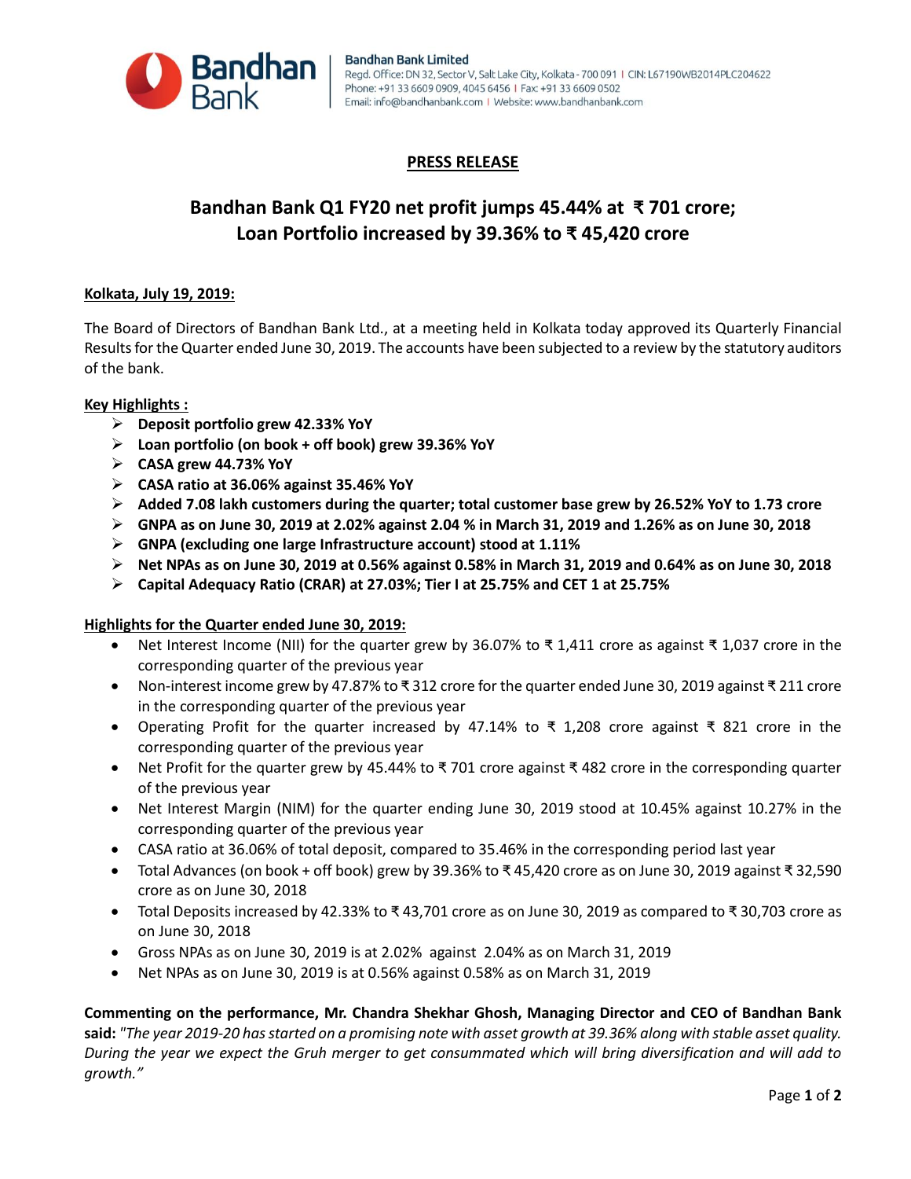**Bandhan Bank Limited**
Regd. Office: DN 32, Sector V, Salt Lake City, Kolkata - 700 091 | CIN: L67190WB2014PLC204622
Phone: +91 33 6609 0909, 4045 6456 | Fax: +91 33 6609 0502
Email: info@bandhanbank.com | Website: www.bandhanbank.com

## PRESS RELEASE

# Bandhan Bank Q1 FY20 net profit jumps 45.44% at ₹ 701 crore; Loan Portfolio increased by 39.36% to ₹ 45,420 crore

**Kolkata, July 19, 2019:**

The Board of Directors of Bandhan Bank Ltd., at a meeting held in Kolkata today approved its Quarterly Financial Results for the Quarter ended June 30, 2019. The accounts have been subjected to a review by the statutory auditors of the bank.

**Key Highlights :**

- **Deposit portfolio grew 42.33% YoY**
- **Loan portfolio (on book + off book) grew 39.36% YoY**
- **CASA grew 44.73% YoY**
- **CASA ratio at 36.06% against 35.46% YoY**
- **Added 7.08 lakh customers during the quarter; total customer base grew by 26.52% YoY to 1.73 crore**
- **GNPA as on June 30, 2019 at 2.02% against 2.04 % in March 31, 2019 and 1.26% as on June 30, 2018**
- **GNPA (excluding one large Infrastructure account) stood at 1.11%**
- **Net NPAs as on June 30, 2019 at 0.56% against 0.58% in March 31, 2019 and 0.64% as on June 30, 2018**
- **Capital Adequacy Ratio (CRAR) at 27.03%; Tier I at 25.75% and CET 1 at 25.75%**

**Highlights for the Quarter ended June 30, 2019:**

- Net Interest Income (NII) for the quarter grew by 36.07% to ₹ 1,411 crore as against ₹ 1,037 crore in the corresponding quarter of the previous year
- Non-interest income grew by 47.87% to ₹ 312 crore for the quarter ended June 30, 2019 against ₹ 211 crore in the corresponding quarter of the previous year
- Operating Profit for the quarter increased by 47.14% to ₹ 1,208 crore against ₹ 821 crore in the corresponding quarter of the previous year
- Net Profit for the quarter grew by 45.44% to ₹ 701 crore against ₹ 482 crore in the corresponding quarter of the previous year
- Net Interest Margin (NIM) for the quarter ending June 30, 2019 stood at 10.45% against 10.27% in the corresponding quarter of the previous year
- CASA ratio at 36.06% of total deposit, compared to 35.46% in the corresponding period last year
- Total Advances (on book + off book) grew by 39.36% to ₹ 45,420 crore as on June 30, 2019 against ₹ 32,590 crore as on June 30, 2018
- Total Deposits increased by 42.33% to ₹ 43,701 crore as on June 30, 2019 as compared to ₹ 30,703 crore as on June 30, 2018
- Gross NPAs as on June 30, 2019 is at 2.02% against 2.04% as on March 31, 2019
- Net NPAs as on June 30, 2019 is at 0.56% against 0.58% as on March 31, 2019

**Commenting on the performance, Mr. Chandra Shekhar Ghosh, Managing Director and CEO of Bandhan Bank said:** *"The year 2019-20 has started on a promising note with asset growth at 39.36% along with stable asset quality. During the year we expect the Gruh merger to get consummated which will bring diversification and will add to growth."*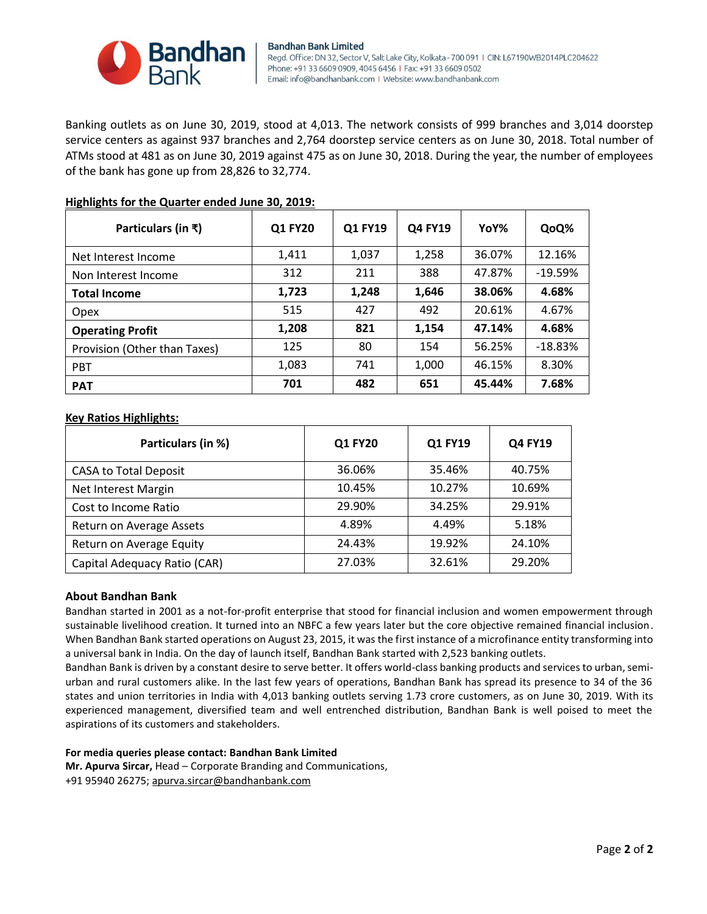Banking outlets as on June 30, 2019, stood at 4,013. The network consists of 999 branches and 3,014 doorstep service centers as against 937 branches and 2,764 doorstep service centers as on June 30, 2018. Total number of ATMs stood at 481 as on June 30, 2019 against 475 as on June 30, 2018. During the year, the number of employees of the bank has gone up from 28,826 to 32,774.

**Highlights for the Quarter ended June 30, 2019:**

| Particulars (in ₹) | Q1 FY20 | Q1 FY19 | Q4 FY19 | YoY% | QoQ% |
|---|---|---|---|---|---|
| Net Interest Income | 1,411 | 1,037 | 1,258 | 36.07% | 12.16% |
| Non Interest Income | 312 | 211 | 388 | 47.87% | -19.59% |
| **Total Income** | **1,723** | **1,248** | **1,646** | **38.06%** | **4.68%** |
| Opex | 515 | 427 | 492 | 20.61% | 4.67% |
| **Operating Profit** | **1,208** | **821** | **1,154** | **47.14%** | **4.68%** |
| Provision (Other than Taxes) | 125 | 80 | 154 | 56.25% | -18.83% |
| PBT | 1,083 | 741 | 1,000 | 46.15% | 8.30% |
| **PAT** | **701** | **482** | **651** | **45.44%** | **7.68%** |

**Key Ratios Highlights:**

| Particulars (in %) | Q1 FY20 | Q1 FY19 | Q4 FY19 |
|---|---|---|---|
| CASA to Total Deposit | 36.06% | 35.46% | 40.75% |
| Net Interest Margin | 10.45% | 10.27% | 10.69% |
| Cost to Income Ratio | 29.90% | 34.25% | 29.91% |
| Return on Average Assets | 4.89% | 4.49% | 5.18% |
| Return on Average Equity | 24.43% | 19.92% | 24.10% |
| Capital Adequacy Ratio (CAR) | 27.03% | 32.61% | 29.20% |

**About Bandhan Bank**

Bandhan started in 2001 as a not-for-profit enterprise that stood for financial inclusion and women empowerment through sustainable livelihood creation. It turned into an NBFC a few years later but the core objective remained financial inclusion. When Bandhan Bank started operations on August 23, 2015, it was the first instance of a microfinance entity transforming into a universal bank in India. On the day of launch itself, Bandhan Bank started with 2,523 banking outlets.

Bandhan Bank is driven by a constant desire to serve better. It offers world-class banking products and services to urban, semi-urban and rural customers alike. In the last few years of operations, Bandhan Bank has spread its presence to 34 of the 36 states and union territories in India with 4,013 banking outlets serving 1.73 crore customers, as on June 30, 2019. With its experienced management, diversified team and well entrenched distribution, Bandhan Bank is well poised to meet the aspirations of its customers and stakeholders.

**For media queries please contact: Bandhan Bank Limited**
**Mr. Apurva Sircar,** Head – Corporate Branding and Communications,
+91 95940 26275; apurva.sircar@bandhanbank.com